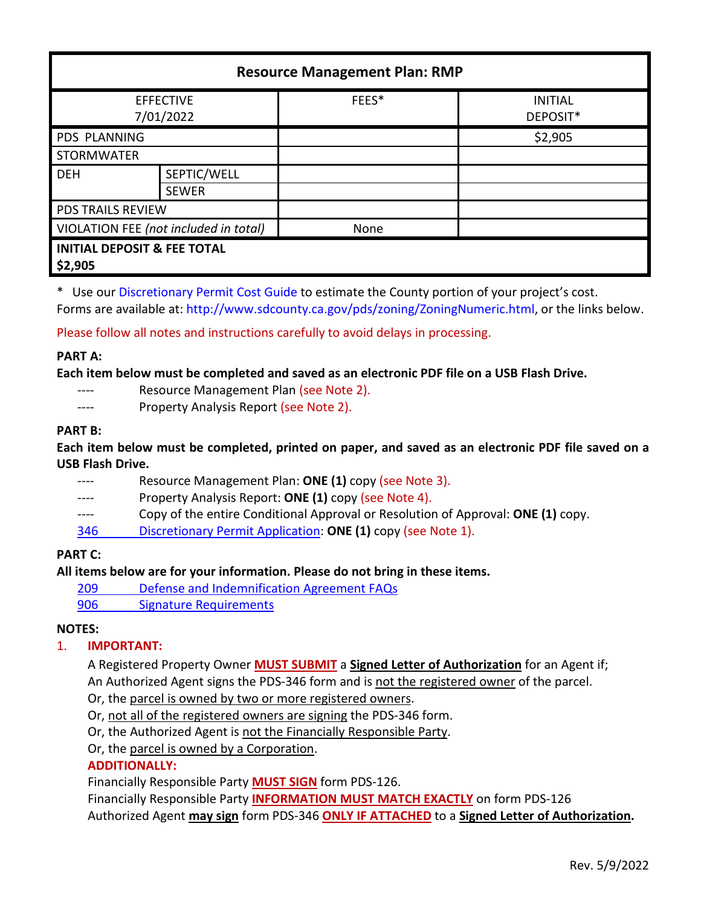| Resource Management Plan: RMP | | | |
|---|---|---|---|
| EFFECTIVE 7/01/2022 | | FEES* | INITIAL DEPOSIT* |
| PDS PLANNING | | | $2,905 |
| STORMWATER | | | |
| DEH | SEPTIC/WELL | | |
| | SEWER | | |
| PDS TRAILS REVIEW | | | |
| VIOLATION FEE *(not included in total)* | | None | |
| **INITIAL DEPOSIT & FEE TOTAL $2,905** | | | |

\* Use our Discretionary Permit Cost Guide to estimate the County portion of your project's cost. Forms are available at: http://www.sdcounty.ca.gov/pds/zoning/ZoningNumeric.html, or the links below.

Please follow all notes and instructions carefully to avoid delays in processing.

**PART A:**

**Each item below must be completed and saved as an electronic PDF file on a USB Flash Drive.**

---- Resource Management Plan (see Note 2).

---- Property Analysis Report (see Note 2).

**PART B:**

**Each item below must be completed, printed on paper, and saved as an electronic PDF file saved on a USB Flash Drive.**

---- Resource Management Plan: **ONE (1)** copy (see Note 3).

---- Property Analysis Report: **ONE (1)** copy (see Note 4).

---- Copy of the entire Conditional Approval or Resolution of Approval: **ONE (1)** copy.

346 Discretionary Permit Application: **ONE (1)** copy (see Note 1).

**PART C:**

**All items below are for your information. Please do not bring in these items.**

209 Defense and Indemnification Agreement FAQs

906 Signature Requirements

**NOTES:**

1. **IMPORTANT:**

   A Registered Property Owner **MUST SUBMIT** a **Signed Letter of Authorization** for an Agent if;
   An Authorized Agent signs the PDS-346 form and is not the registered owner of the parcel.
   Or, the parcel is owned by two or more registered owners.
   Or, not all of the registered owners are signing the PDS-346 form.
   Or, the Authorized Agent is not the Financially Responsible Party.
   Or, the parcel is owned by a Corporation.

   **ADDITIONALLY:**

   Financially Responsible Party **MUST SIGN** form PDS-126.
   Financially Responsible Party **INFORMATION MUST MATCH EXACTLY** on form PDS-126
   Authorized Agent **may sign** form PDS-346 **ONLY IF ATTACHED** to a **Signed Letter of Authorization.**

Rev. 5/9/2022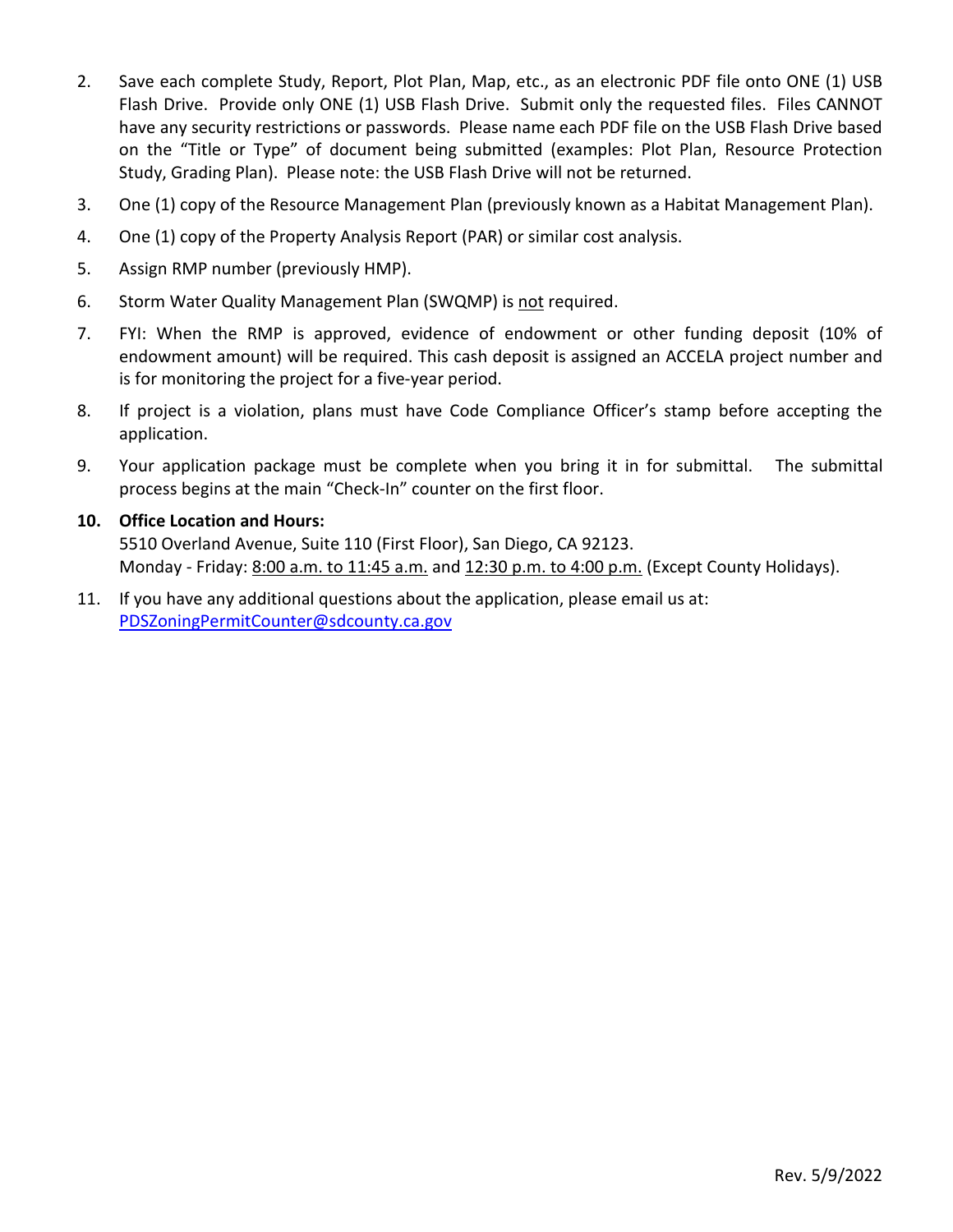2. Save each complete Study, Report, Plot Plan, Map, etc., as an electronic PDF file onto ONE (1) USB Flash Drive. Provide only ONE (1) USB Flash Drive. Submit only the requested files. Files CANNOT have any security restrictions or passwords. Please name each PDF file on the USB Flash Drive based on the "Title or Type" of document being submitted (examples: Plot Plan, Resource Protection Study, Grading Plan). Please note: the USB Flash Drive will not be returned.
3. One (1) copy of the Resource Management Plan (previously known as a Habitat Management Plan).
4. One (1) copy of the Property Analysis Report (PAR) or similar cost analysis.
5. Assign RMP number (previously HMP).
6. Storm Water Quality Management Plan (SWQMP) is <u>not</u> required.
7. FYI: When the RMP is approved, evidence of endowment or other funding deposit (10% of endowment amount) will be required. This cash deposit is assigned an ACCELA project number and is for monitoring the project for a five-year period.
8. If project is a violation, plans must have Code Compliance Officer's stamp before accepting the application.
9. Your application package must be complete when you bring it in for submittal. The submittal process begins at the main "Check-In" counter on the first floor.
10. **Office Location and Hours:**
    5510 Overland Avenue, Suite 110 (First Floor), San Diego, CA 92123.
    Monday - Friday: <u>8:00 a.m. to 11:45 a.m.</u> and <u>12:30 p.m. to 4:00 p.m.</u> (Except County Holidays).
11. If you have any additional questions about the application, please email us at:
    PDSZoningPermitCounter@sdcounty.ca.gov

Rev. 5/9/2022